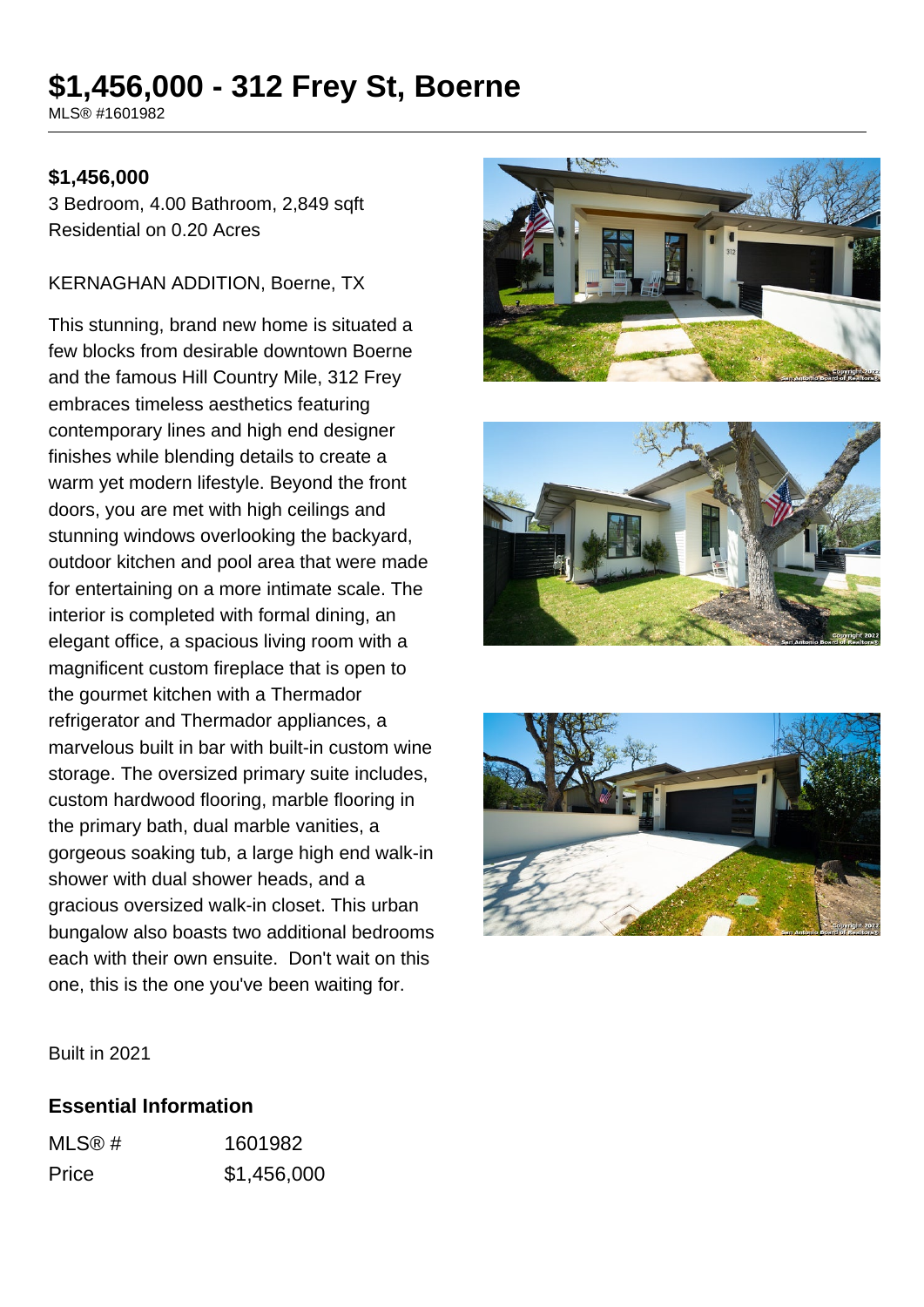# $1,456,000 - 312 Frey St, Boerne

MLS® #1601982

**$1,456,000**

3 Bedroom, 4.00 Bathroom, 2,849 sqft
Residential on 0.20 Acres

KERNAGHAN ADDITION, Boerne, TX

This stunning, brand new home is situated a few blocks from desirable downtown Boerne and the famous Hill Country Mile, 312 Frey embraces timeless aesthetics featuring contemporary lines and high end designer finishes while blending details to create a warm yet modern lifestyle. Beyond the front doors, you are met with high ceilings and stunning windows overlooking the backyard, outdoor kitchen and pool area that were made for entertaining on a more intimate scale. The interior is completed with formal dining, an elegant office, a spacious living room with a magnificent custom fireplace that is open to the gourmet kitchen with a Thermador refrigerator and Thermador appliances, a marvelous built in bar with built-in custom wine storage. The oversized primary suite includes, custom hardwood flooring, marble flooring in the primary bath, dual marble vanities, a gorgeous soaking tub, a large high end walk-in shower with dual shower heads, and a gracious oversized walk-in closet. This urban bungalow also boasts two additional bedrooms each with their own ensuite. Don't wait on this one, this is the one you've been waiting for.

Built in 2021

## Essential Information

| | |
|---|---|
| MLS® # | 1601982 |
| Price | $1,456,000 |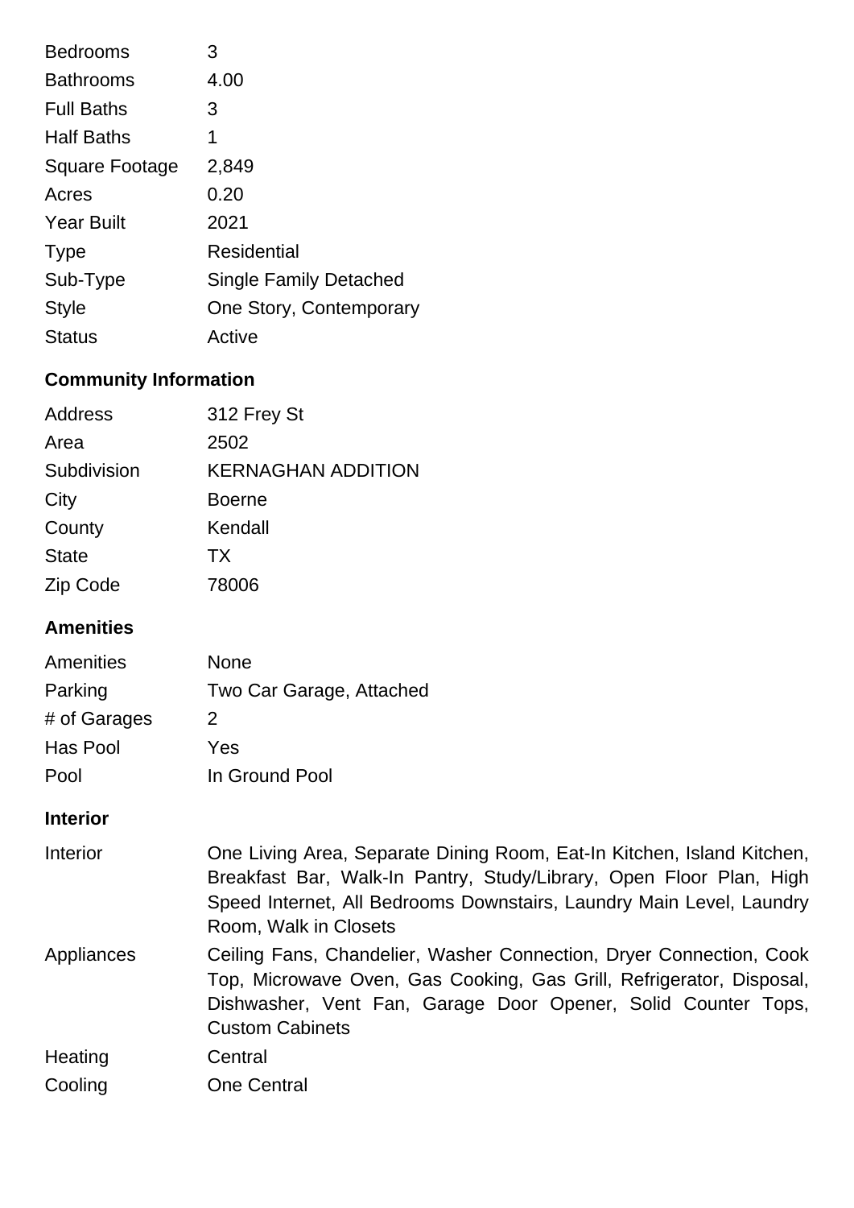| | |
|---|---|
| Bedrooms | 3 |
| Bathrooms | 4.00 |
| Full Baths | 3 |
| Half Baths | 1 |
| Square Footage | 2,849 |
| Acres | 0.20 |
| Year Built | 2021 |
| Type | Residential |
| Sub-Type | Single Family Detached |
| Style | One Story, Contemporary |
| Status | Active |

## Community Information

| | |
|---|---|
| Address | 312 Frey St |
| Area | 2502 |
| Subdivision | KERNAGHAN ADDITION |
| City | Boerne |
| County | Kendall |
| State | TX |
| Zip Code | 78006 |

## Amenities

| | |
|---|---|
| Amenities | None |
| Parking | Two Car Garage, Attached |
| # of Garages | 2 |
| Has Pool | Yes |
| Pool | In Ground Pool |

## Interior

| | |
|---|---|
| Interior | One Living Area, Separate Dining Room, Eat-In Kitchen, Island Kitchen, Breakfast Bar, Walk-In Pantry, Study/Library, Open Floor Plan, High Speed Internet, All Bedrooms Downstairs, Laundry Main Level, Laundry Room, Walk in Closets |
| Appliances | Ceiling Fans, Chandelier, Washer Connection, Dryer Connection, Cook Top, Microwave Oven, Gas Cooking, Gas Grill, Refrigerator, Disposal, Dishwasher, Vent Fan, Garage Door Opener, Solid Counter Tops, Custom Cabinets |
| Heating | Central |
| Cooling | One Central |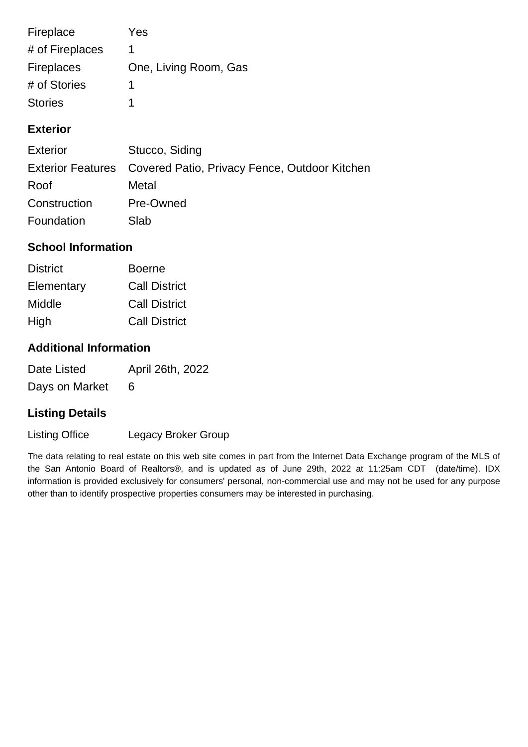| | |
|---|---|
| Fireplace | Yes |
| # of Fireplaces | 1 |
| Fireplaces | One, Living Room, Gas |
| # of Stories | 1 |
| Stories | 1 |

### Exterior

| | |
|---|---|
| Exterior | Stucco, Siding |
| Exterior Features | Covered Patio, Privacy Fence, Outdoor Kitchen |
| Roof | Metal |
| Construction | Pre-Owned |
| Foundation | Slab |

### School Information

| | |
|---|---|
| District | Boerne |
| Elementary | Call District |
| Middle | Call District |
| High | Call District |

### Additional Information

| | |
|---|---|
| Date Listed | April 26th, 2022 |
| Days on Market | 6 |

### Listing Details

| | |
|---|---|
| Listing Office | Legacy Broker Group |

The data relating to real estate on this web site comes in part from the Internet Data Exchange program of the MLS of the San Antonio Board of Realtors®, and is updated as of June 29th, 2022 at 11:25am CDT (date/time). IDX information is provided exclusively for consumers' personal, non-commercial use and may not be used for any purpose other than to identify prospective properties consumers may be interested in purchasing.